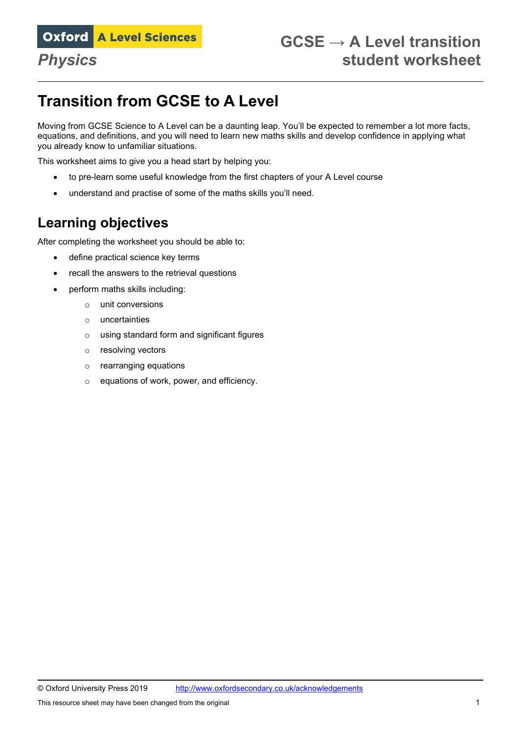Oxford A Level Sciences

*Physics*

GCSE → A Level transition student worksheet

# Transition from GCSE to A Level

Moving from GCSE Science to A Level can be a daunting leap. You'll be expected to remember a lot more facts, equations, and definitions, and you will need to learn new maths skills and develop confidence in applying what you already know to unfamiliar situations.

This worksheet aims to give you a head start by helping you:

- to pre-learn some useful knowledge from the first chapters of your A Level course
- understand and practise of some of the maths skills you'll need.

## Learning objectives

After completing the worksheet you should be able to:

- define practical science key terms
- recall the answers to the retrieval questions
- perform maths skills including:
  - unit conversions
  - uncertainties
  - using standard form and significant figures
  - resolving vectors
  - rearranging equations
  - equations of work, power, and efficiency.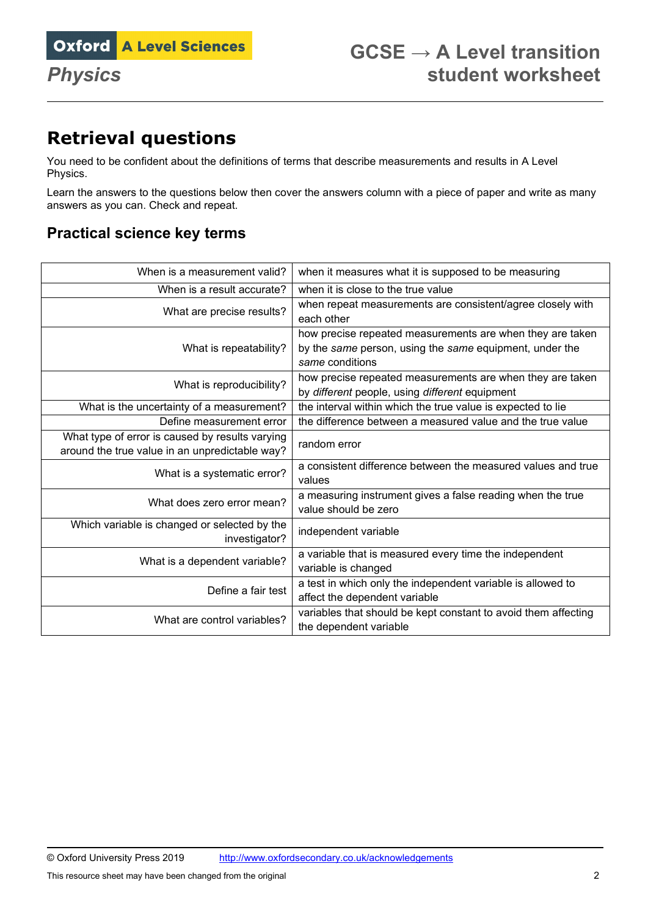# Retrieval questions

You need to be confident about the definitions of terms that describe measurements and results in A Level Physics.

Learn the answers to the questions below then cover the answers column with a piece of paper and write as many answers as you can. Check and repeat.

## Practical science key terms

| Question | Answer |
|---|---|
| When is a measurement valid? | when it measures what it is supposed to be measuring |
| When is a result accurate? | when it is close to the true value |
| What are precise results? | when repeat measurements are consistent/agree closely with each other |
| What is repeatability? | how precise repeated measurements are when they are taken by the *same* person, using the *same* equipment, under the *same* conditions |
| What is reproducibility? | how precise repeated measurements are when they are taken by *different* people, using *different* equipment |
| What is the uncertainty of a measurement? | the interval within which the true value is expected to lie |
| Define measurement error | the difference between a measured value and the true value |
| What type of error is caused by results varying around the true value in an unpredictable way? | random error |
| What is a systematic error? | a consistent difference between the measured values and true values |
| What does zero error mean? | a measuring instrument gives a false reading when the true value should be zero |
| Which variable is changed or selected by the investigator? | independent variable |
| What is a dependent variable? | a variable that is measured every time the independent variable is changed |
| Define a fair test | a test in which only the independent variable is allowed to affect the dependent variable |
| What are control variables? | variables that should be kept constant to avoid them affecting the dependent variable |

© Oxford University Press 2019 http://www.oxfordsecondary.co.uk/acknowledgements

This resource sheet may have been changed from the original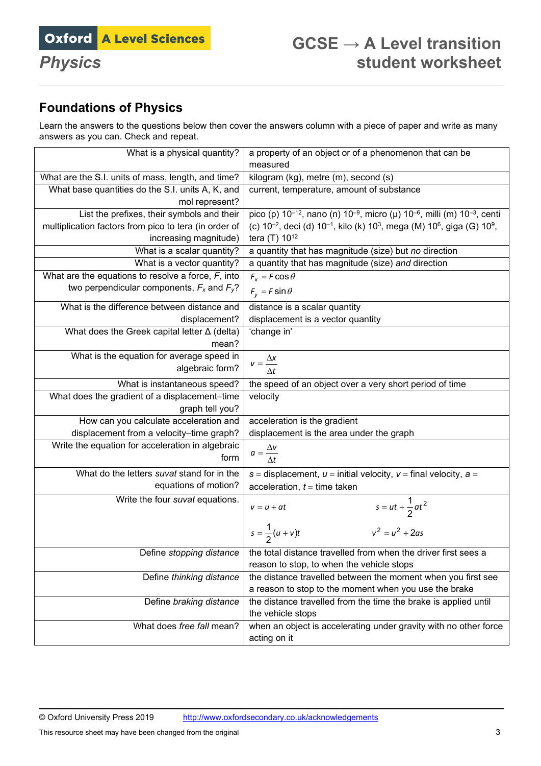## Foundations of Physics

Learn the answers to the questions below then cover the answers column with a piece of paper and write as many answers as you can. Check and repeat.

| | |
|---|---|
| What is a physical quantity? | a property of an object or of a phenomenon that can be measured |
| What are the S.I. units of mass, length, and time? | kilogram (kg), metre (m), second (s) |
| What base quantities do the S.I. units A, K, and mol represent? | current, temperature, amount of substance |
| List the prefixes, their symbols and their multiplication factors from pico to tera (in order of increasing magnitude) | pico (p) $10^{-12}$, nano (n) $10^{-9}$, micro (μ) $10^{-6}$, milli (m) $10^{-3}$, centi (c) $10^{-2}$, deci (d) $10^{-1}$, kilo (k) $10^{3}$, mega (M) $10^{6}$, giga (G) $10^{9}$, tera (T) $10^{12}$ |
| What is a scalar quantity? | a quantity that has magnitude (size) but *no* direction |
| What is a vector quantity? | a quantity that has magnitude (size) *and* direction |
| What are the equations to resolve a force, $F$, into two perpendicular components, $F_x$ and $F_y$? | $F_x = F\cos\theta$ <br> $F_y = F\sin\theta$ |
| What is the difference between distance and displacement? | distance is a scalar quantity <br> displacement is a vector quantity |
| What does the Greek capital letter Δ (delta) mean? | 'change in' |
| What is the equation for average speed in algebraic form? | $v = \dfrac{\Delta x}{\Delta t}$ |
| What is instantaneous speed? | the speed of an object over a very short period of time |
| What does the gradient of a displacement–time graph tell you? | velocity |
| How can you calculate acceleration and displacement from a velocity–time graph? | acceleration is the gradient <br> displacement is the area under the graph |
| Write the equation for acceleration in algebraic form | $a = \dfrac{\Delta v}{\Delta t}$ |
| What do the letters *suvat* stand for in the equations of motion? | $s$ = displacement, $u$ = initial velocity, $v$ = final velocity, $a$ = acceleration, $t$ = time taken |
| Write the four *suvat* equations. | $v = u + at$ &nbsp;&nbsp; $s = ut + \frac{1}{2}at^2$ <br> $s = \frac{1}{2}(u+v)t$ &nbsp;&nbsp; $v^2 = u^2 + 2as$ |
| Define *stopping distance* | the total distance travelled from when the driver first sees a reason to stop, to when the vehicle stops |
| Define *thinking distance* | the distance travelled between the moment when you first see a reason to stop to the moment when you use the brake |
| Define *braking distance* | the distance travelled from the time the brake is applied until the vehicle stops |
| What does *free fall* mean? | when an object is accelerating under gravity with no other force acting on it |

© Oxford University Press 2019 http://www.oxfordsecondary.co.uk/acknowledgements

This resource sheet may have been changed from the original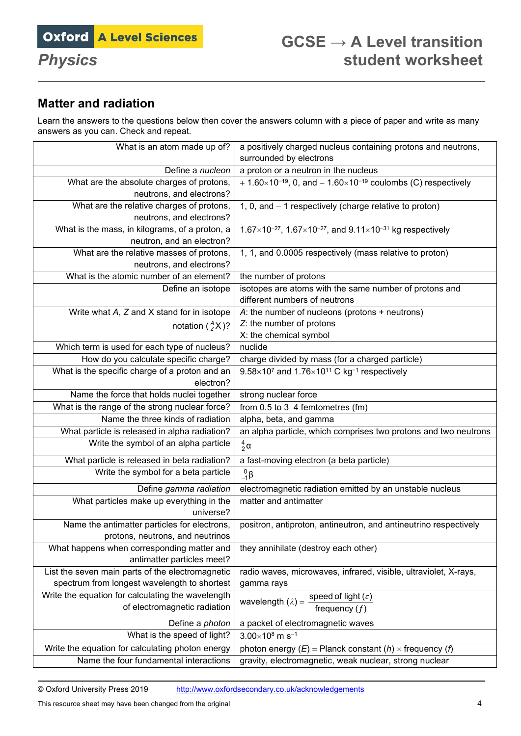## Matter and radiation

Learn the answers to the questions below then cover the answers column with a piece of paper and write as many answers as you can. Check and repeat.

| Question | Answer |
|---|---|
| What is an atom made up of? | a positively charged nucleus containing protons and neutrons, surrounded by electrons |
| Define a *nucleon* | a proton or a neutron in the nucleus |
| What are the absolute charges of protons, neutrons, and electrons? | $+1.60\times10^{-19}$, 0, and $-1.60\times10^{-19}$ coulombs (C) respectively |
| What are the relative charges of protons, neutrons, and electrons? | 1, 0, and $-1$ respectively (charge relative to proton) |
| What is the mass, in kilograms, of a proton, a neutron, and an electron? | $1.67\times10^{-27}$, $1.67\times10^{-27}$, and $9.11\times10^{-31}$ kg respectively |
| What are the relative masses of protons, neutrons, and electrons? | 1, 1, and 0.0005 respectively (mass relative to proton) |
| What is the atomic number of an element? | the number of protons |
| Define an isotope | isotopes are atoms with the same number of protons and different numbers of neutrons |
| Write what *A*, *Z* and X stand for in isotope notation ($^{A}_{Z}\text{X}$)? | *A*: the number of nucleons (protons + neutrons)<br>*Z*: the number of protons<br>X: the chemical symbol |
| Which term is used for each type of nucleus? | nuclide |
| How do you calculate specific charge? | charge divided by mass (for a charged particle) |
| What is the specific charge of a proton and an electron? | $9.58\times10^{7}$ and $1.76\times10^{11}$ C kg$^{-1}$ respectively |
| Name the force that holds nuclei together | strong nuclear force |
| What is the range of the strong nuclear force? | from 0.5 to 3–4 femtometres (fm) |
| Name the three kinds of radiation | alpha, beta, and gamma |
| What particle is released in alpha radiation? | an alpha particle, which comprises two protons and two neutrons |
| Write the symbol of an alpha particle | $^{4}_{2}\alpha$ |
| What particle is released in beta radiation? | a fast-moving electron (a beta particle) |
| Write the symbol for a beta particle | $^{0}_{-1}\beta$ |
| Define *gamma radiation* | electromagnetic radiation emitted by an unstable nucleus |
| What particles make up everything in the universe? | matter and antimatter |
| Name the antimatter particles for electrons, protons, neutrons, and neutrinos | positron, antiproton, antineutron, and antineutrino respectively |
| What happens when corresponding matter and antimatter particles meet? | they annihilate (destroy each other) |
| List the seven main parts of the electromagnetic spectrum from longest wavelength to shortest | radio waves, microwaves, infrared, visible, ultraviolet, X-rays, gamma rays |
| Write the equation for calculating the wavelength of electromagnetic radiation | wavelength $(\lambda) = \dfrac{\text{speed of light } (c)}{\text{frequency } (f)}$ |
| Define a *photon* | a packet of electromagnetic waves |
| What is the speed of light? | $3.00\times10^{8}$ m s$^{-1}$ |
| Write the equation for calculating photon energy | photon energy (*E*) = Planck constant (*h*) × frequency (*f*) |
| Name the four fundamental interactions | gravity, electromagnetic, weak nuclear, strong nuclear |

© Oxford University Press 2019 http://www.oxfordsecondary.co.uk/acknowledgements

This resource sheet may have been changed from the original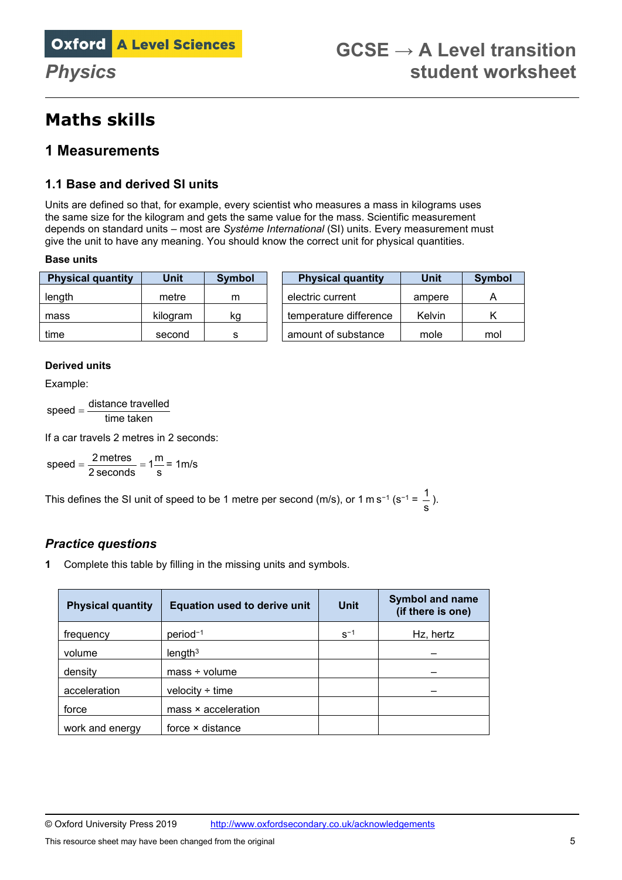# Maths skills

## 1 Measurements

### 1.1 Base and derived SI units

Units are defined so that, for example, every scientist who measures a mass in kilograms uses the same size for the kilogram and gets the same value for the mass. Scientific measurement depends on standard units – most are *Système International* (SI) units. Every measurement must give the unit to have any meaning. You should know the correct unit for physical quantities.

**Base units**

| Physical quantity | Unit | Symbol |
|---|---|---|
| length | metre | m |
| mass | kilogram | kg |
| time | second | s |

| Physical quantity | Unit | Symbol |
|---|---|---|
| electric current | ampere | A |
| temperature difference | Kelvin | K |
| amount of substance | mole | mol |

**Derived units**

Example:

$$\text{speed} = \frac{\text{distance travelled}}{\text{time taken}}$$

If a car travels 2 metres in 2 seconds:

$$\text{speed} = \frac{2\,\text{metres}}{2\,\text{seconds}} = 1\frac{\text{m}}{\text{s}} = 1\text{m/s}$$

This defines the SI unit of speed to be 1 metre per second (m/s), or 1 m $s^{-1}$ ($s^{-1} = \frac{1}{s}$).

### *Practice questions*

**1** Complete this table by filling in the missing units and symbols.

| Physical quantity | Equation used to derive unit | Unit | Symbol and name (if there is one) |
|---|---|---|---|
| frequency | $\text{period}^{-1}$ | $s^{-1}$ | Hz, hertz |
| volume | $\text{length}^3$ | | – |
| density | mass ÷ volume | | – |
| acceleration | velocity ÷ time | | – |
| force | mass × acceleration | | |
| work and energy | force × distance | | |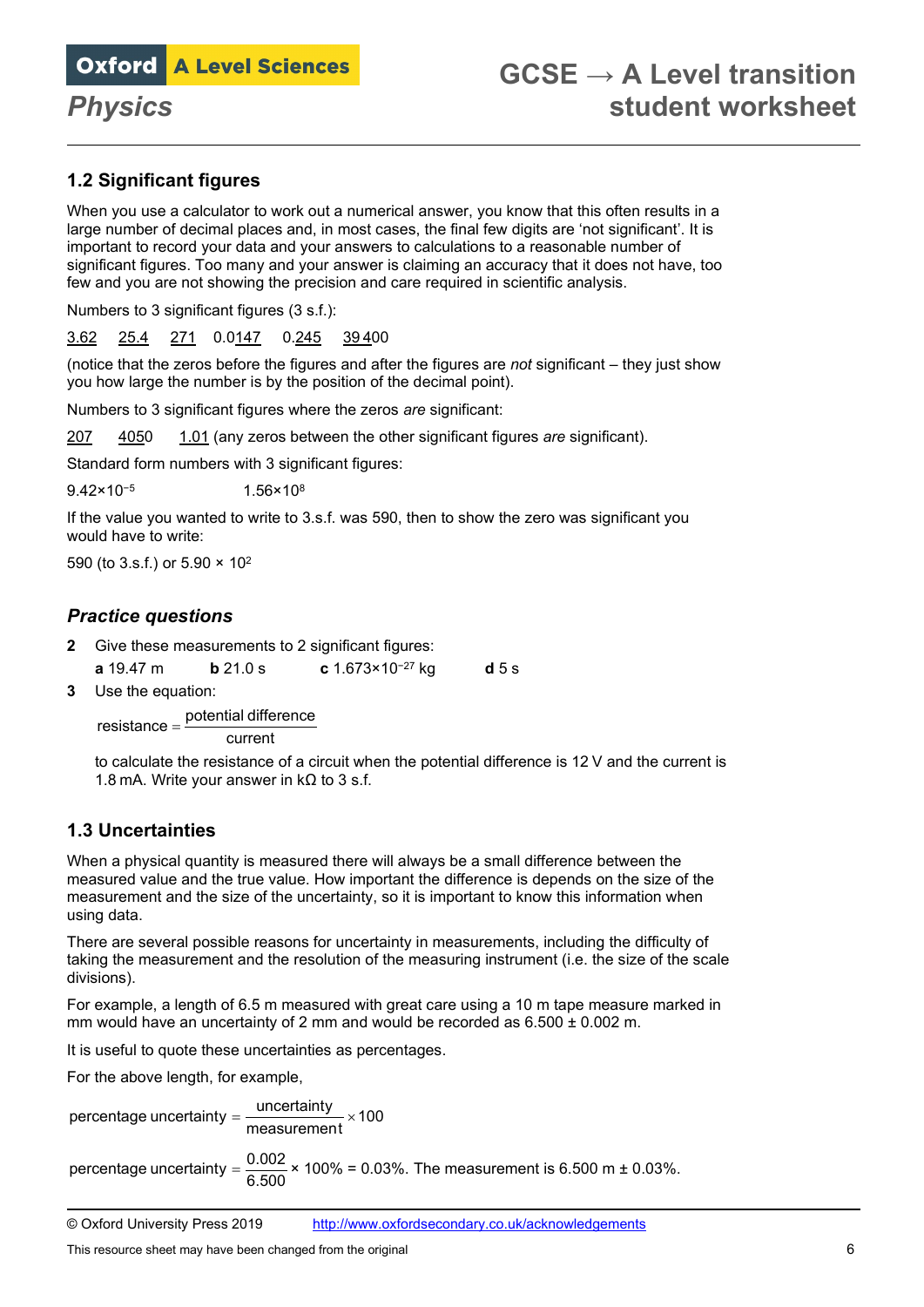### 1.2 Significant figures

When you use a calculator to work out a numerical answer, you know that this often results in a large number of decimal places and, in most cases, the final few digits are 'not significant'. It is important to record your data and your answers to calculations to a reasonable number of significant figures. Too many and your answer is claiming an accuracy that it does not have, too few and you are not showing the precision and care required in scientific analysis.

Numbers to 3 significant figures (3 s.f.):

<u>3.62</u>  <u>25.4</u>  <u>271</u>  0.0<u>147</u>  0.<u>245</u>  <u>39 4</u>00

(notice that the zeros before the figures and after the figures are *not* significant – they just show you how large the number is by the position of the decimal point).

Numbers to 3 significant figures where the zeros *are* significant:

<u>207</u>  <u>405</u>0  <u>1.01</u> (any zeros between the other significant figures *are* significant).

Standard form numbers with 3 significant figures:

$9.42 \times 10^{-5}$  $1.56 \times 10^{8}$

If the value you wanted to write to 3.s.f. was 590, then to show the zero was significant you would have to write:

590 (to 3.s.f.) or $5.90 \times 10^{2}$

### *Practice questions*

**2** Give these measurements to 2 significant figures:

**a** 19.47 m  **b** 21.0 s  **c** $1.673 \times 10^{-27}$ kg  **d** 5 s

**3** Use the equation:

$$\text{resistance} = \frac{\text{potential difference}}{\text{current}}$$

to calculate the resistance of a circuit when the potential difference is 12 V and the current is 1.8 mA. Write your answer in kΩ to 3 s.f.

### 1.3 Uncertainties

When a physical quantity is measured there will always be a small difference between the measured value and the true value. How important the difference is depends on the size of the measurement and the size of the uncertainty, so it is important to know this information when using data.

There are several possible reasons for uncertainty in measurements, including the difficulty of taking the measurement and the resolution of the measuring instrument (i.e. the size of the scale divisions).

For example, a length of 6.5 m measured with great care using a 10 m tape measure marked in mm would have an uncertainty of 2 mm and would be recorded as 6.500 ± 0.002 m.

It is useful to quote these uncertainties as percentages.

For the above length, for example,

$$\text{percentage uncertainty} = \frac{\text{uncertainty}}{\text{measurement}} \times 100$$

$$\text{percentage uncertainty} = \frac{0.002}{6.500} \times 100\% = 0.03\%.$$ The measurement is 6.500 m ± 0.03%.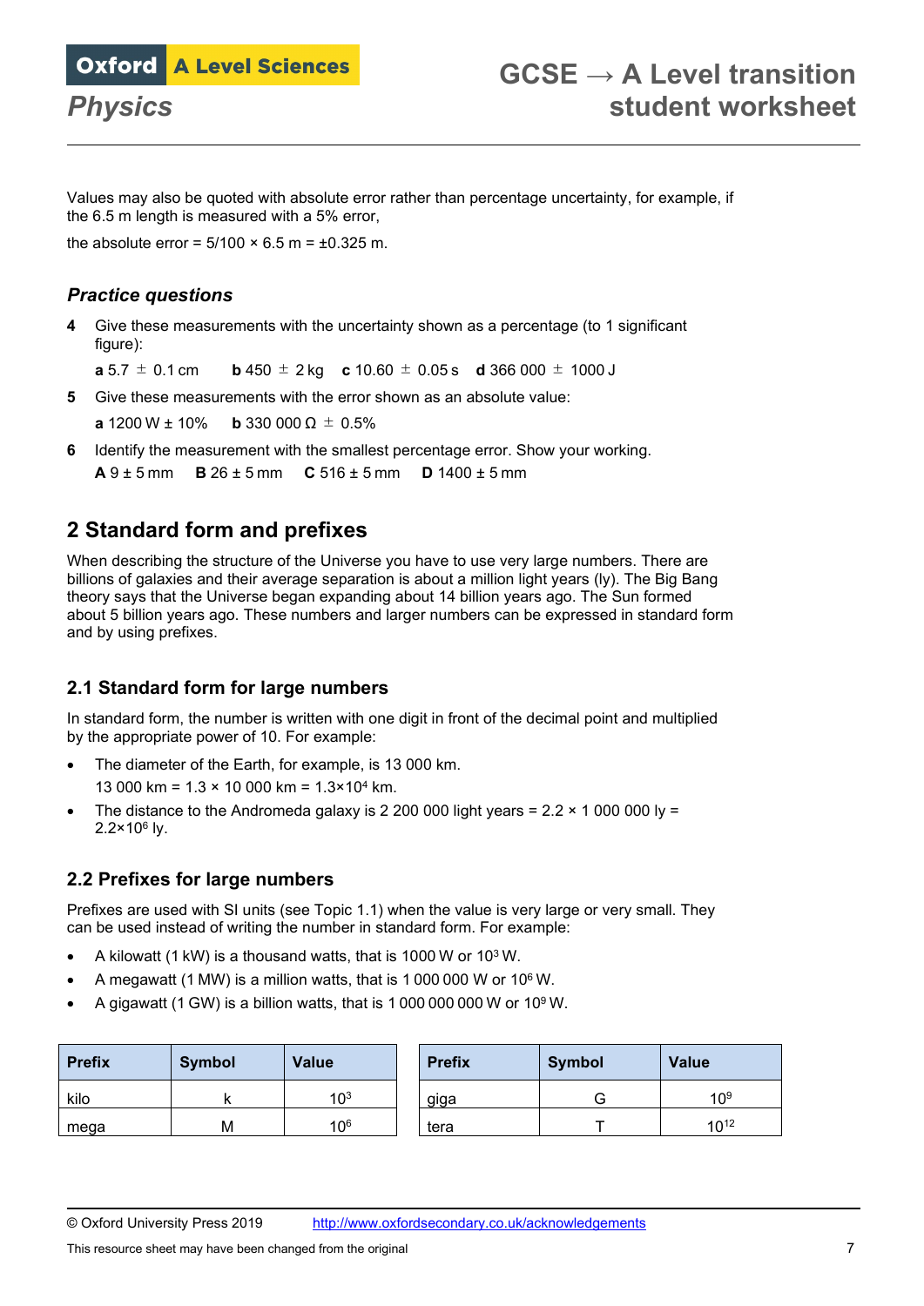Values may also be quoted with absolute error rather than percentage uncertainty, for example, if the 6.5 m length is measured with a 5% error,

the absolute error = 5/100 × 6.5 m = ±0.325 m.

### *Practice questions*

**4** Give these measurements with the uncertainty shown as a percentage (to 1 significant figure):

**a** 5.7 ± 0.1 cm **b** 450 ± 2 kg **c** 10.60 ± 0.05 s **d** 366 000 ± 1000 J

**5** Give these measurements with the error shown as an absolute value:

**a** 1200 W ± 10% **b** 330 000 Ω ± 0.5%

**6** Identify the measurement with the smallest percentage error. Show your working.

**A** 9 ± 5 mm **B** 26 ± 5 mm **C** 516 ± 5 mm **D** 1400 ± 5 mm

## 2 Standard form and prefixes

When describing the structure of the Universe you have to use very large numbers. There are billions of galaxies and their average separation is about a million light years (ly). The Big Bang theory says that the Universe began expanding about 14 billion years ago. The Sun formed about 5 billion years ago. These numbers and larger numbers can be expressed in standard form and by using prefixes.

### 2.1 Standard form for large numbers

In standard form, the number is written with one digit in front of the decimal point and multiplied by the appropriate power of 10. For example:

- The diameter of the Earth, for example, is 13 000 km.
  13 000 km = 1.3 × 10 000 km = $1.3 \times 10^4$ km.
- The distance to the Andromeda galaxy is 2 200 000 light years = 2.2 × 1 000 000 ly = $2.2 \times 10^6$ ly.

### 2.2 Prefixes for large numbers

Prefixes are used with SI units (see Topic 1.1) when the value is very large or very small. They can be used instead of writing the number in standard form. For example:

- A kilowatt (1 kW) is a thousand watts, that is 1000 W or $10^3$ W.
- A megawatt (1 MW) is a million watts, that is 1 000 000 W or $10^6$ W.
- A gigawatt (1 GW) is a billion watts, that is 1 000 000 000 W or $10^9$ W.

| Prefix | Symbol | Value |
|---|---|---|
| kilo | k | $10^3$ |
| mega | M | $10^6$ |

| Prefix | Symbol | Value |
|---|---|---|
| giga | G | $10^9$ |
| tera | T | $10^{12}$ |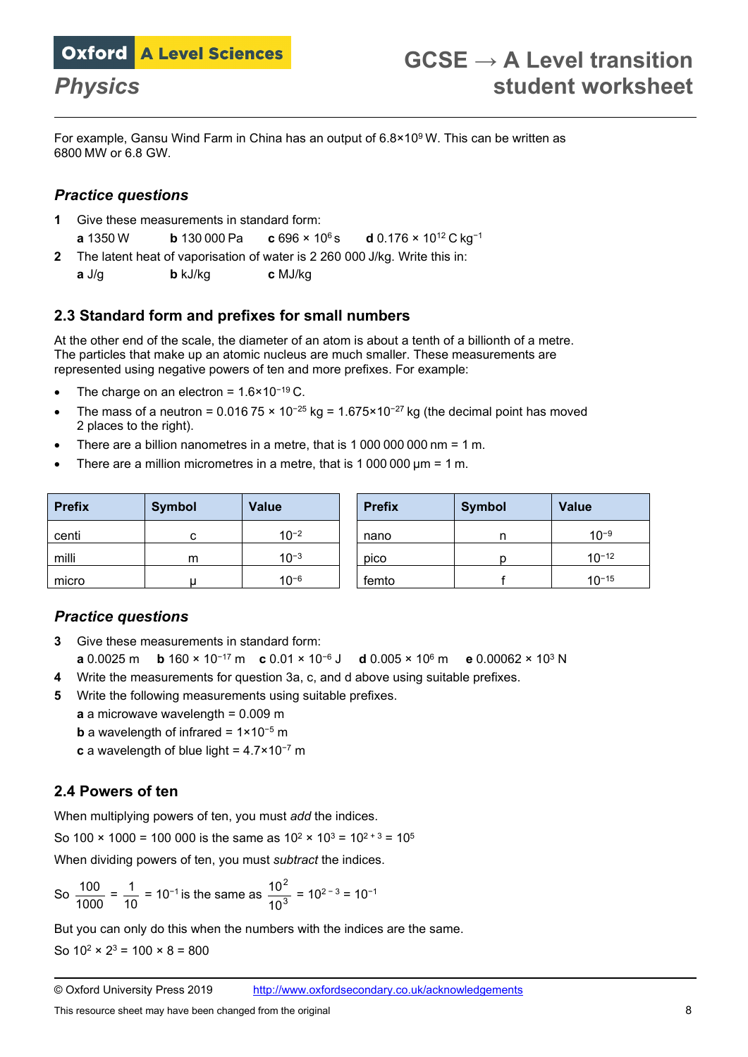For example, Gansu Wind Farm in China has an output of $6.8 \times 10^9$ W. This can be written as 6800 MW or 6.8 GW.

### *Practice questions*

**1** Give these measurements in standard form:

**a** 1350 W  **b** 130 000 Pa  **c** $696 \times 10^6$ s  **d** $0.176 \times 10^{12}$ C $kg^{-1}$

**2** The latent heat of vaporisation of water is 2 260 000 J/kg. Write this in:

**a** J/g  **b** kJ/kg  **c** MJ/kg

## 2.3 Standard form and prefixes for small numbers

At the other end of the scale, the diameter of an atom is about a tenth of a billionth of a metre. The particles that make up an atomic nucleus are much smaller. These measurements are represented using negative powers of ten and more prefixes. For example:

- The charge on an electron = $1.6 \times 10^{-19}$ C.
- The mass of a neutron = $0.016\,75 \times 10^{-25}$ kg = $1.675 \times 10^{-27}$ kg (the decimal point has moved 2 places to the right).
- There are a billion nanometres in a metre, that is 1 000 000 000 nm = 1 m.
- There are a million micrometres in a metre, that is 1 000 000 μm = 1 m.

| Prefix | Symbol | Value |
|---|---|---|
| centi | c | $10^{-2}$ |
| milli | m | $10^{-3}$ |
| micro | μ | $10^{-6}$ |

| Prefix | Symbol | Value |
|---|---|---|
| nano | n | $10^{-9}$ |
| pico | p | $10^{-12}$ |
| femto | f | $10^{-15}$ |

### *Practice questions*

**3** Give these measurements in standard form:

**a** 0.0025 m  **b** $160 \times 10^{-17}$ m  **c** $0.01 \times 10^{-6}$ J  **d** $0.005 \times 10^6$ m  **e** $0.00062 \times 10^3$ N

**4** Write the measurements for question 3a, c, and d above using suitable prefixes.

**5** Write the following measurements using suitable prefixes.

**a** a microwave wavelength = 0.009 m

**b** a wavelength of infrared = $1 \times 10^{-5}$ m

**c** a wavelength of blue light = $4.7 \times 10^{-7}$ m

## 2.4 Powers of ten

When multiplying powers of ten, you must *add* the indices.

So 100 × 1000 = 100 000 is the same as $10^2 \times 10^3 = 10^{2+3} = 10^5$

When dividing powers of ten, you must *subtract* the indices.

So $\frac{100}{1000} = \frac{1}{10} = 10^{-1}$ is the same as $\frac{10^2}{10^3} = 10^{2-3} = 10^{-1}$

But you can only do this when the numbers with the indices are the same.

So $10^2 \times 2^3 = 100 \times 8 = 800$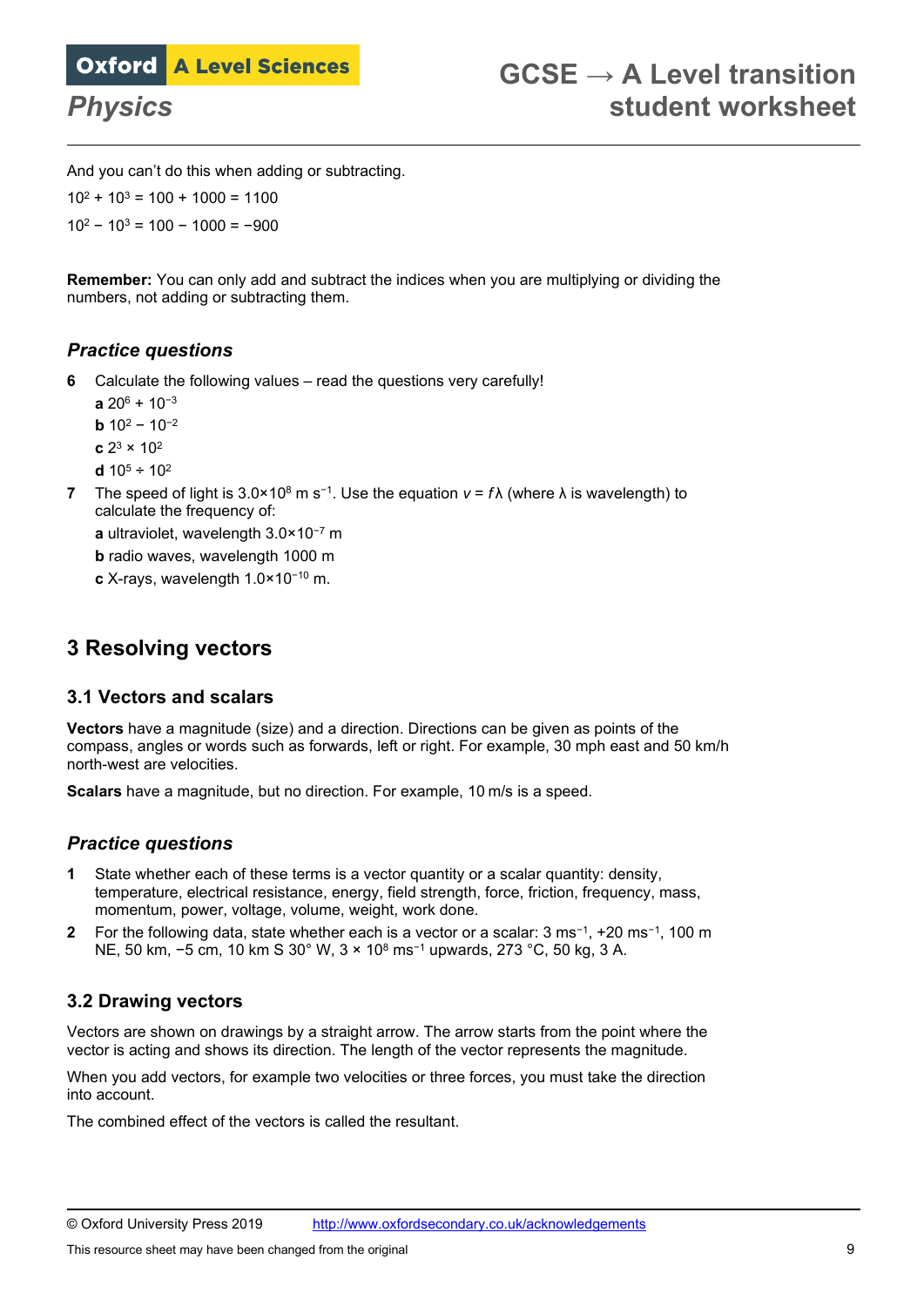And you can't do this when adding or subtracting.

$10^2 + 10^3 = 100 + 1000 = 1100$

$10^2 - 10^3 = 100 - 1000 = -900$

**Remember:** You can only add and subtract the indices when you are multiplying or dividing the numbers, not adding or subtracting them.

### *Practice questions*

**6** Calculate the following values – read the questions very carefully!

**a** $20^6 + 10^{-3}$

**b** $10^2 - 10^{-2}$

**c** $2^3 \times 10^2$

**d** $10^5 \div 10^2$

**7** The speed of light is $3.0 \times 10^8$ m s$^{-1}$. Use the equation $v = f\lambda$ (where $\lambda$ is wavelength) to calculate the frequency of:

**a** ultraviolet, wavelength $3.0 \times 10^{-7}$ m

**b** radio waves, wavelength 1000 m

**c** X-rays, wavelength $1.0 \times 10^{-10}$ m.

## 3 Resolving vectors

### 3.1 Vectors and scalars

**Vectors** have a magnitude (size) and a direction. Directions can be given as points of the compass, angles or words such as forwards, left or right. For example, 30 mph east and 50 km/h north-west are velocities.

**Scalars** have a magnitude, but no direction. For example, 10 m/s is a speed.

### *Practice questions*

**1** State whether each of these terms is a vector quantity or a scalar quantity: density, temperature, electrical resistance, energy, field strength, force, friction, frequency, mass, momentum, power, voltage, volume, weight, work done.

**2** For the following data, state whether each is a vector or a scalar: 3 ms$^{-1}$, +20 ms$^{-1}$, 100 m NE, 50 km, −5 cm, 10 km S 30° W, $3 \times 10^8$ ms$^{-1}$ upwards, 273 °C, 50 kg, 3 A.

### 3.2 Drawing vectors

Vectors are shown on drawings by a straight arrow. The arrow starts from the point where the vector is acting and shows its direction. The length of the vector represents the magnitude.

When you add vectors, for example two velocities or three forces, you must take the direction into account.

The combined effect of the vectors is called the resultant.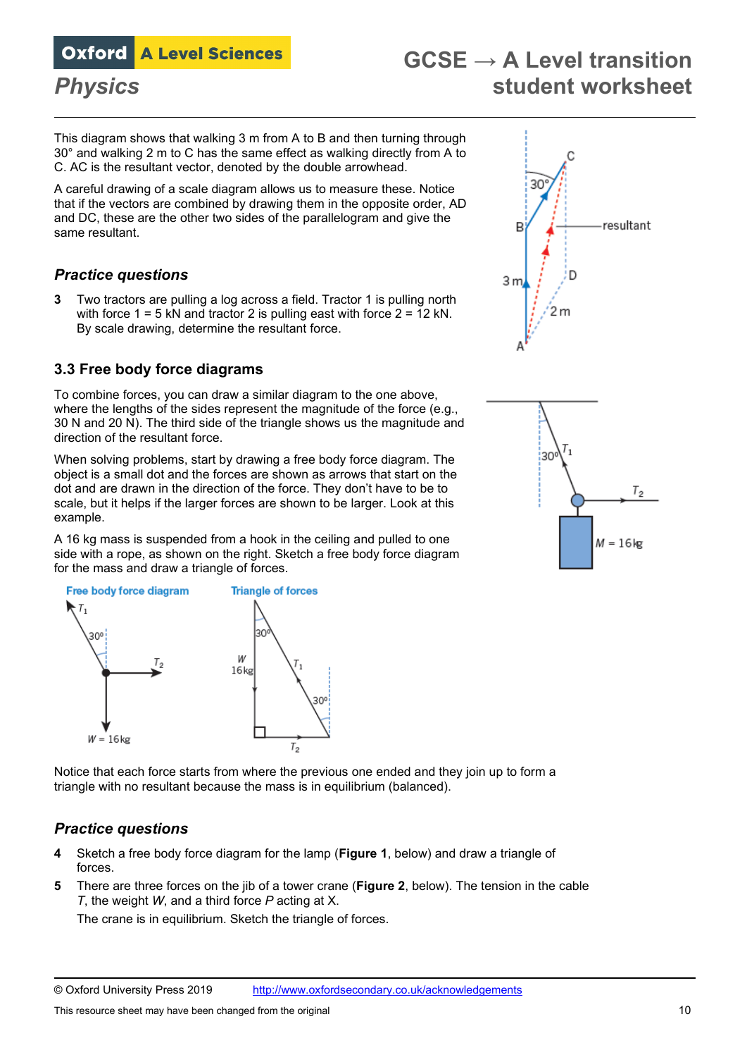This diagram shows that walking 3 m from A to B and then turning through 30° and walking 2 m to C has the same effect as walking directly from A to C. AC is the resultant vector, denoted by the double arrowhead.

A careful drawing of a scale diagram allows us to measure these. Notice that if the vectors are combined by drawing them in the opposite order, AD and DC, these are the other two sides of the parallelogram and give the same resultant.

### *Practice questions*

3. Two tractors are pulling a log across a field. Tractor 1 is pulling north with force 1 = 5 kN and tractor 2 is pulling east with force 2 = 12 kN. By scale drawing, determine the resultant force.

## 3.3 Free body force diagrams

To combine forces, you can draw a similar diagram to the one above, where the lengths of the sides represent the magnitude of the force (e.g., 30 N and 20 N). The third side of the triangle shows us the magnitude and direction of the resultant force.

When solving problems, start by drawing a free body force diagram. The object is a small dot and the forces are shown as arrows that start on the dot and are drawn in the direction of the force. They don't have to be to scale, but it helps if the larger forces are shown to be larger. Look at this example.

A 16 kg mass is suspended from a hook in the ceiling and pulled to one side with a rope, as shown on the right. Sketch a free body force diagram for the mass and draw a triangle of forces.

Notice that each force starts from where the previous one ended and they join up to form a triangle with no resultant because the mass is in equilibrium (balanced).

### *Practice questions*

4. Sketch a free body force diagram for the lamp (**Figure 1**, below) and draw a triangle of forces.
5. There are three forces on the jib of a tower crane (**Figure 2**, below). The tension in the cable $T$, the weight $W$, and a third force $P$ acting at X.

   The crane is in equilibrium. Sketch the triangle of forces.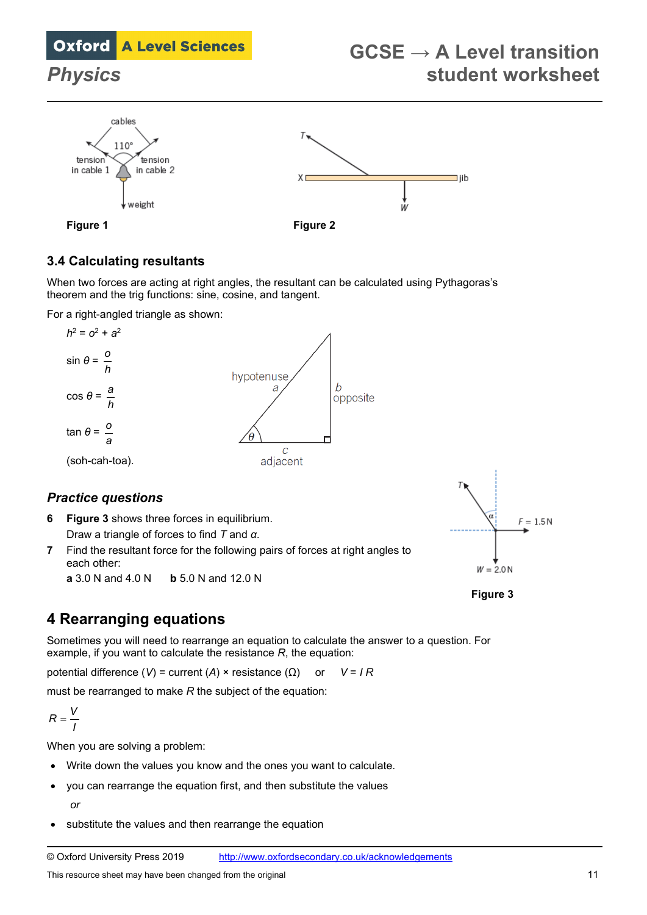Figure 1

Figure 2

### 3.4 Calculating resultants

When two forces are acting at right angles, the resultant can be calculated using Pythagoras's theorem and the trig functions: sine, cosine, and tangent.

For a right-angled triangle as shown:

$h^2 = o^2 + a^2$

$\sin\theta = \frac{o}{h}$

$\cos\theta = \frac{a}{h}$

$\tan\theta = \frac{o}{a}$

(soh-cah-toa).

### *Practice questions*

**6** **Figure 3** shows three forces in equilibrium.
Draw a triangle of forces to find $T$ and $\alpha$.

**7** Find the resultant force for the following pairs of forces at right angles to each other:
**a** 3.0 N and 4.0 N  **b** 5.0 N and 12.0 N

Figure 3

## 4 Rearranging equations

Sometimes you will need to rearrange an equation to calculate the answer to a question. For example, if you want to calculate the resistance $R$, the equation:

potential difference ($V$) = current ($A$) × resistance (Ω)  or  $V = IR$

must be rearranged to make $R$ the subject of the equation:

$$R = \frac{V}{I}$$

When you are solving a problem:

- Write down the values you know and the ones you want to calculate.
- you can rearrange the equation first, and then substitute the values

  *or*
- substitute the values and then rearrange the equation

© Oxford University Press 2019 http://www.oxfordsecondary.co.uk/acknowledgements

This resource sheet may have been changed from the original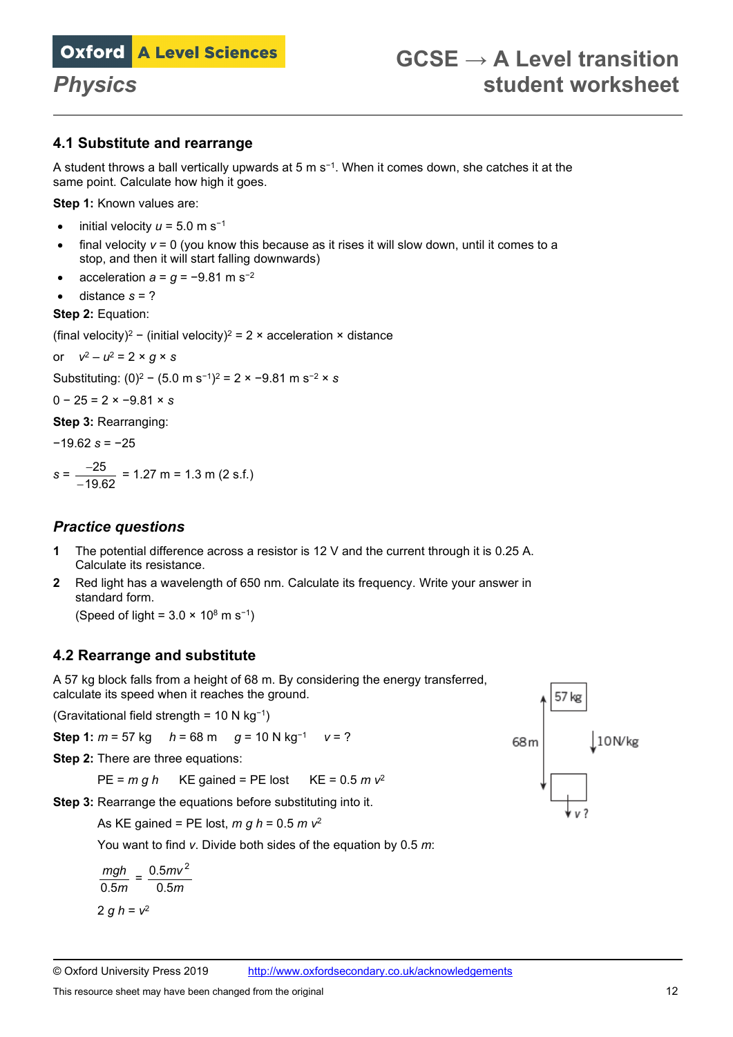## 4.1 Substitute and rearrange

A student throws a ball vertically upwards at 5 m $s^{-1}$. When it comes down, she catches it at the same point. Calculate how high it goes.

**Step 1:** Known values are:

- initial velocity $u$ = 5.0 m $s^{-1}$
- final velocity $v$ = 0 (you know this because as it rises it will slow down, until it comes to a stop, and then it will start falling downwards)
- acceleration $a = g = -9.81$ m $s^{-2}$
- distance $s$ = ?

**Step 2:** Equation:

(final velocity)$^2$ − (initial velocity)$^2$ = 2 × acceleration × distance

or $v^2 - u^2 = 2 \times g \times s$

Substituting: $(0)^2 - (5.0 \text{ m s}^{-1})^2 = 2 \times -9.81 \text{ m s}^{-2} \times s$

$0 - 25 = 2 \times -9.81 \times s$

**Step 3:** Rearranging:

$-19.62\, s = -25$

$$s = \frac{-25}{-19.62} = 1.27 \text{ m} = 1.3 \text{ m (2 s.f.)}$$

### *Practice questions*

1. The potential difference across a resistor is 12 V and the current through it is 0.25 A. Calculate its resistance.
2. Red light has a wavelength of 650 nm. Calculate its frequency. Write your answer in standard form.
   (Speed of light = $3.0 \times 10^8$ m $s^{-1}$)

## 4.2 Rearrange and substitute

A 57 kg block falls from a height of 68 m. By considering the energy transferred, calculate its speed when it reaches the ground.

(Gravitational field strength = 10 N $kg^{-1}$)

**Step 1:** $m$ = 57 kg  $h$ = 68 m  $g$ = 10 N $kg^{-1}$  $v$ = ?

**Step 2:** There are three equations:

PE = $m\,g\,h$  KE gained = PE lost  KE = 0.5 $m\,v^2$

**Step 3:** Rearrange the equations before substituting into it.

As KE gained = PE lost, $m\,g\,h = 0.5\,m\,v^2$

You want to find $v$. Divide both sides of the equation by 0.5 $m$:

$$\frac{mgh}{0.5m} = \frac{0.5mv^2}{0.5m}$$

$2\,g\,h = v^2$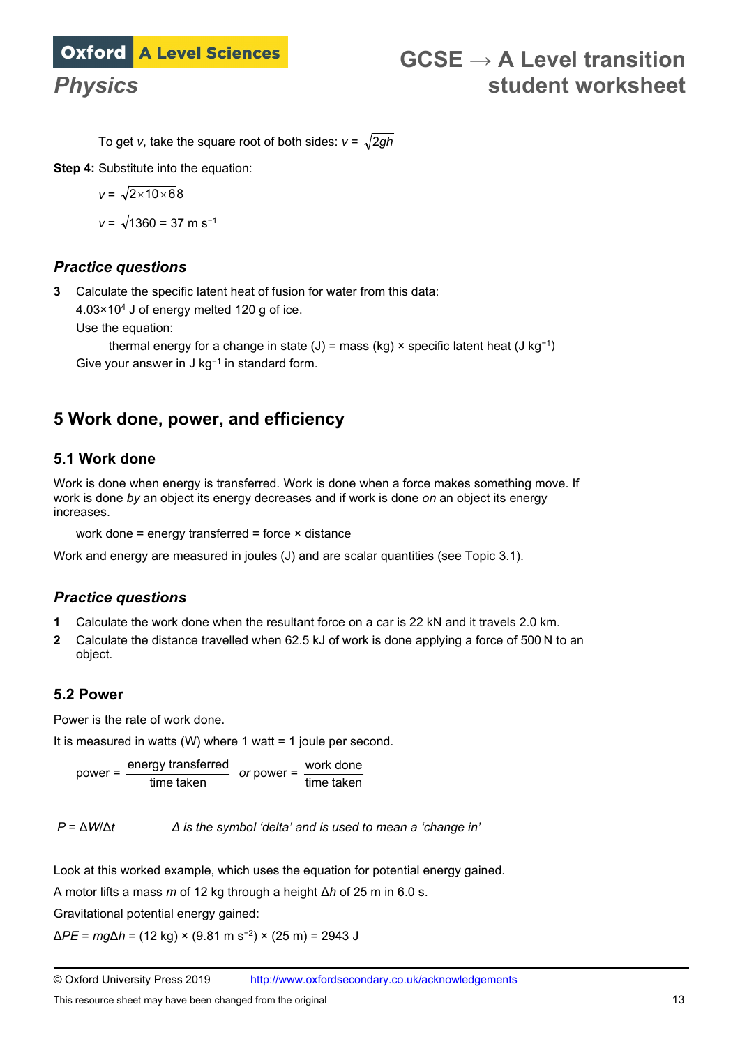To get $v$, take the square root of both sides: $v = \sqrt{2gh}$

**Step 4:** Substitute into the equation:

$$v = \sqrt{2 \times 10 \times 68}$$

$$v = \sqrt{1360} = 37 \text{ m s}^{-1}$$

### *Practice questions*

**3** Calculate the specific latent heat of fusion for water from this data:

$4.03 \times 10^4$ J of energy melted 120 g of ice.

Use the equation:

thermal energy for a change in state (J) = mass (kg) × specific latent heat (J kg$^{-1}$)

Give your answer in J kg$^{-1}$ in standard form.

## 5 Work done, power, and efficiency

### 5.1 Work done

Work is done when energy is transferred. Work is done when a force makes something move. If work is done *by* an object its energy decreases and if work is done *on* an object its energy increases.

work done = energy transferred = force × distance

Work and energy are measured in joules (J) and are scalar quantities (see Topic 3.1).

### *Practice questions*

**1** Calculate the work done when the resultant force on a car is 22 kN and it travels 2.0 km.

**2** Calculate the distance travelled when 62.5 kJ of work is done applying a force of 500 N to an object.

### 5.2 Power

Power is the rate of work done.

It is measured in watts (W) where 1 watt = 1 joule per second.

$$\text{power} = \frac{\text{energy transferred}}{\text{time taken}} \quad \textit{or} \quad \text{power} = \frac{\text{work done}}{\text{time taken}}$$

$P = \Delta W / \Delta t$ *Δ is the symbol 'delta' and is used to mean a 'change in'*

Look at this worked example, which uses the equation for potential energy gained.

A motor lifts a mass $m$ of 12 kg through a height $\Delta h$ of 25 m in 6.0 s.

Gravitational potential energy gained:

$\Delta PE = mg\Delta h$ = (12 kg) × (9.81 m s$^{-2}$) × (25 m) = 2943 J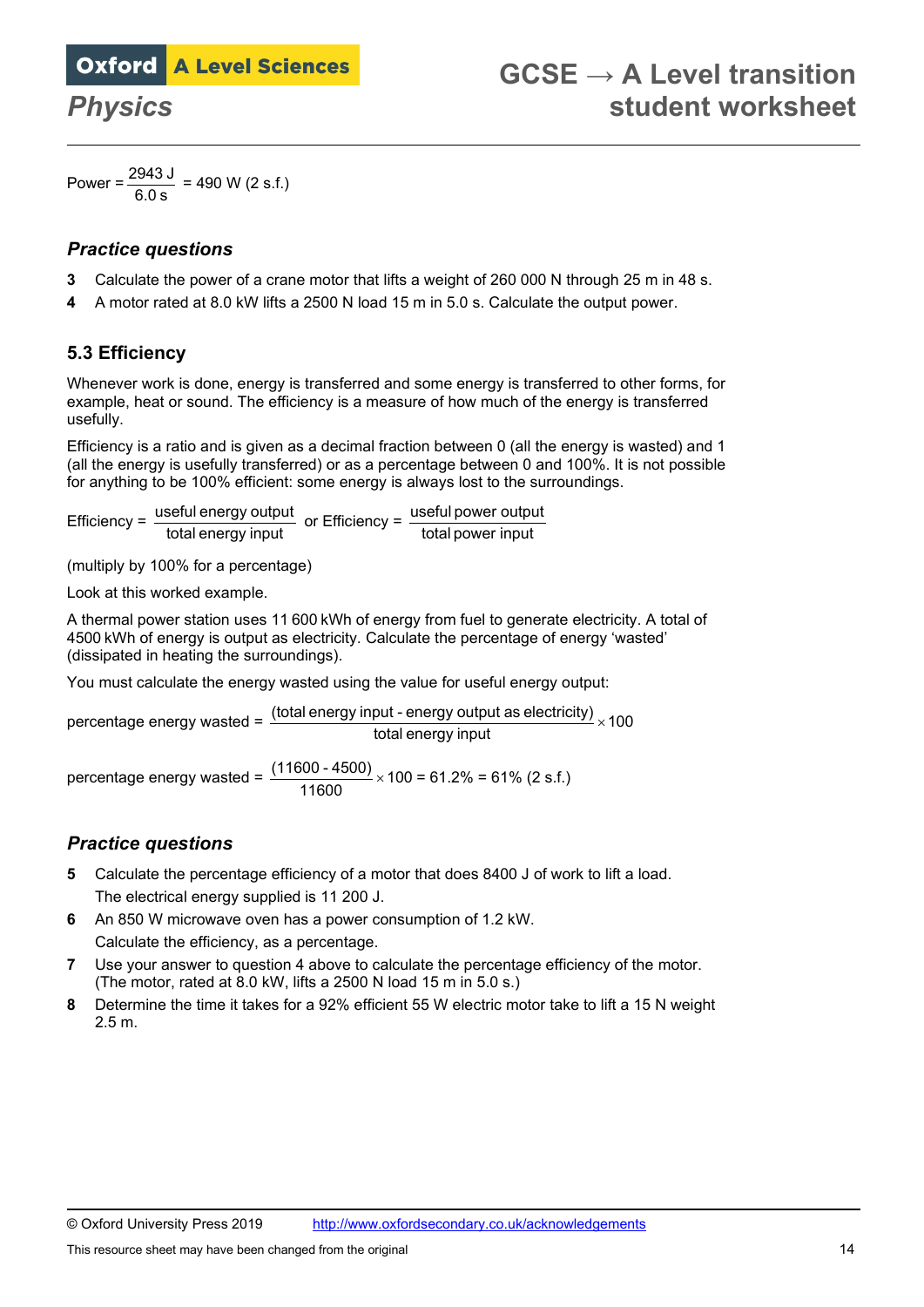$$\text{Power} = \frac{2943\text{ J}}{6.0\text{ s}} = 490\text{ W (2 s.f.)}$$

### *Practice questions*

**3** Calculate the power of a crane motor that lifts a weight of 260 000 N through 25 m in 48 s.

**4** A motor rated at 8.0 kW lifts a 2500 N load 15 m in 5.0 s. Calculate the output power.

## 5.3 Efficiency

Whenever work is done, energy is transferred and some energy is transferred to other forms, for example, heat or sound. The efficiency is a measure of how much of the energy is transferred usefully.

Efficiency is a ratio and is given as a decimal fraction between 0 (all the energy is wasted) and 1 (all the energy is usefully transferred) or as a percentage between 0 and 100%. It is not possible for anything to be 100% efficient: some energy is always lost to the surroundings.

$$\text{Efficiency} = \frac{\text{useful energy output}}{\text{total energy input}} \text{ or Efficiency} = \frac{\text{useful power output}}{\text{total power input}}$$

(multiply by 100% for a percentage)

Look at this worked example.

A thermal power station uses 11 600 kWh of energy from fuel to generate electricity. A total of 4500 kWh of energy is output as electricity. Calculate the percentage of energy 'wasted' (dissipated in heating the surroundings).

You must calculate the energy wasted using the value for useful energy output:

$$\text{percentage energy wasted} = \frac{(\text{total energy input - energy output as electricity})}{\text{total energy input}} \times 100$$

$$\text{percentage energy wasted} = \frac{(11600 - 4500)}{11600} \times 100 = 61.2\% = 61\% \text{ (2 s.f.)}$$

### *Practice questions*

**5** Calculate the percentage efficiency of a motor that does 8400 J of work to lift a load. The electrical energy supplied is 11 200 J.

**6** An 850 W microwave oven has a power consumption of 1.2 kW. Calculate the efficiency, as a percentage.

**7** Use your answer to question 4 above to calculate the percentage efficiency of the motor. (The motor, rated at 8.0 kW, lifts a 2500 N load 15 m in 5.0 s.)

**8** Determine the time it takes for a 92% efficient 55 W electric motor take to lift a 15 N weight 2.5 m.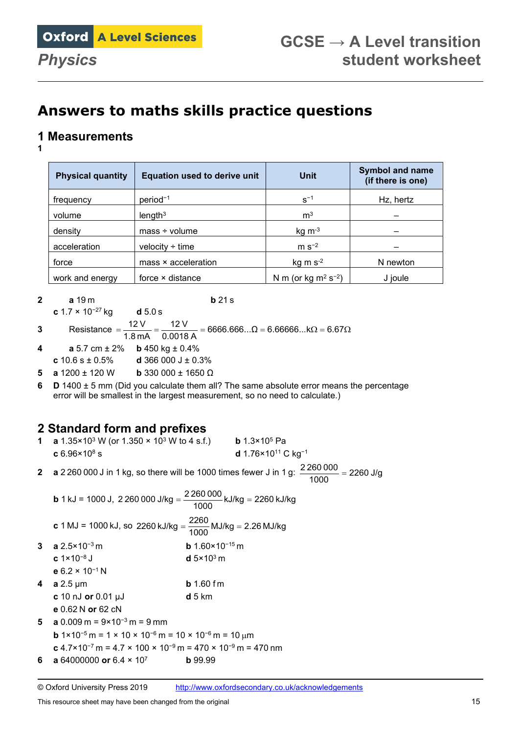# Answers to maths skills practice questions

## 1 Measurements

1

| Physical quantity | Equation used to derive unit | Unit | Symbol and name (if there is one) |
|---|---|---|---|
| frequency | $\text{period}^{-1}$ | $s^{-1}$ | Hz, hertz |
| volume | $\text{length}^3$ | $m^3$ | – |
| density | mass ÷ volume | $kg\ m^{-3}$ | – |
| acceleration | velocity ÷ time | $m\ s^{-2}$ | – |
| force | mass × acceleration | $kg\ m\ s^{-2}$ | N newton |
| work and energy | force × distance | N m (or $kg\ m^2\ s^{-2}$) | J joule |

2 **a** 19 m **b** 21 s
**c** $1.7 \times 10^{-27}$ kg **d** 5.0 s

3 Resistance $= \dfrac{12\text{ V}}{1.8\text{ mA}} = \dfrac{12\text{ V}}{0.0018\text{ A}} = 6666.666...\Omega = 6.66666...\text{k}\Omega = 6.67\Omega$

4 **a** 5.7 cm ± 2% **b** 450 kg ± 0.4%
**c** 10.6 s ± 0.5% **d** 366 000 J ± 0.3%

5 **a** 1200 ± 120 W **b** 330 000 ± 1650 Ω

6 **D** 1400 ± 5 mm (Did you calculate them all? The same absolute error means the percentage error will be smallest in the largest measurement, so no need to calculate.)

## 2 Standard form and prefixes

1 **a** $1.35 \times 10^3$ W (or $1.350 \times 10^3$ W to 4 s.f.) **b** $1.3 \times 10^5$ Pa
**c** $6.96 \times 10^8$ s **d** $1.76 \times 10^{11}$ C $kg^{-1}$

2 **a** 2 260 000 J in 1 kg, so there will be 1000 times fewer J in 1 g: $\dfrac{2\,260\,000}{1000} = 2260$ J/g

**b** 1 kJ = 1000 J, $2\,260\,000 \text{ J/kg} = \dfrac{2\,260\,000}{1000} \text{kJ/kg} = 2260 \text{ kJ/kg}$

**c** 1 MJ = 1000 kJ, so $2260 \text{ kJ/kg} = \dfrac{2260}{1000} \text{MJ/kg} = 2.26 \text{ MJ/kg}$

3 **a** $2.5 \times 10^{-3}$ m **b** $1.60 \times 10^{-15}$ m
**c** $1 \times 10^{-8}$ J **d** $5 \times 10^3$ m
**e** $6.2 \times 10^{-1}$ N

4 **a** 2.5 μm **b** 1.60 fm
**c** 10 nJ **or** 0.01 μJ **d** 5 km
**e** 0.62 N **or** 62 cN

5 **a** 0.009 m = $9 \times 10^{-3}$ m = 9 mm
**b** $1 \times 10^{-5}$ m = $1 \times 10 \times 10^{-6}$ m = $10 \times 10^{-6}$ m = 10 μm
**c** $4.7 \times 10^{-7}$ m = $4.7 \times 100 \times 10^{-9}$ m = $470 \times 10^{-9}$ m = 470 nm

6 **a** 64000000 **or** $6.4 \times 10^7$ **b** 99.99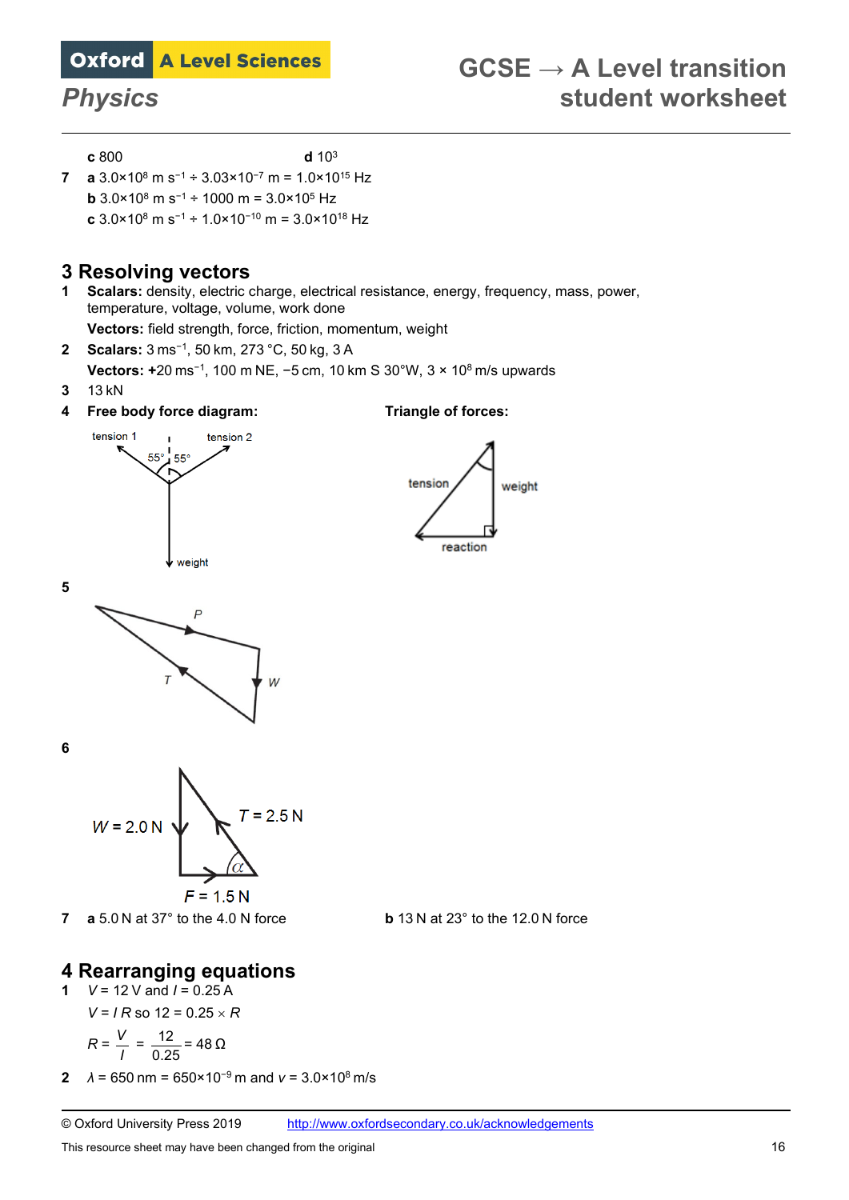**c** 800 **d** $10^3$

**7** **a** $3.0\times10^8$ m s$^{-1}$ ÷ $3.03\times10^{-7}$ m = $1.0\times10^{15}$ Hz

**b** $3.0\times10^8$ m s$^{-1}$ ÷ 1000 m = $3.0\times10^5$ Hz

**c** $3.0\times10^8$ m s$^{-1}$ ÷ $1.0\times10^{-10}$ m = $3.0\times10^{18}$ Hz

## 3 Resolving vectors

**1** **Scalars:** density, electric charge, electrical resistance, energy, frequency, mass, power, temperature, voltage, volume, work done

**Vectors:** field strength, force, friction, momentum, weight

**2** **Scalars:** 3 ms$^{-1}$, 50 km, 273 °C, 50 kg, 3 A

**Vectors:** +20 ms$^{-1}$, 100 m NE, −5 cm, 10 km S 30°W, $3 \times 10^8$ m/s upwards

**3** 13 kN

**4** **Free body force diagram:** **Triangle of forces:**

tension 1, tension 2, 55°, 55°, weight

tension, weight, reaction

**5**

P, T, W

**6**

$W$ = 2.0 N, $T$ = 2.5 N, $\alpha$, $F$ = 1.5 N

**7** **a** 5.0 N at 37° to the 4.0 N force **b** 13 N at 23° to the 12.0 N force

## 4 Rearranging equations

**1** $V$ = 12 V and $I$ = 0.25 A

$V = I R$ so $12 = 0.25 \times R$

$$R = \frac{V}{I} = \frac{12}{0.25} = 48\ \Omega$$

**2** $\lambda$ = 650 nm = $650\times10^{-9}$ m and $v$ = $3.0\times10^8$ m/s

© Oxford University Press 2019 http://www.oxfordsecondary.co.uk/acknowledgements

This resource sheet may have been changed from the original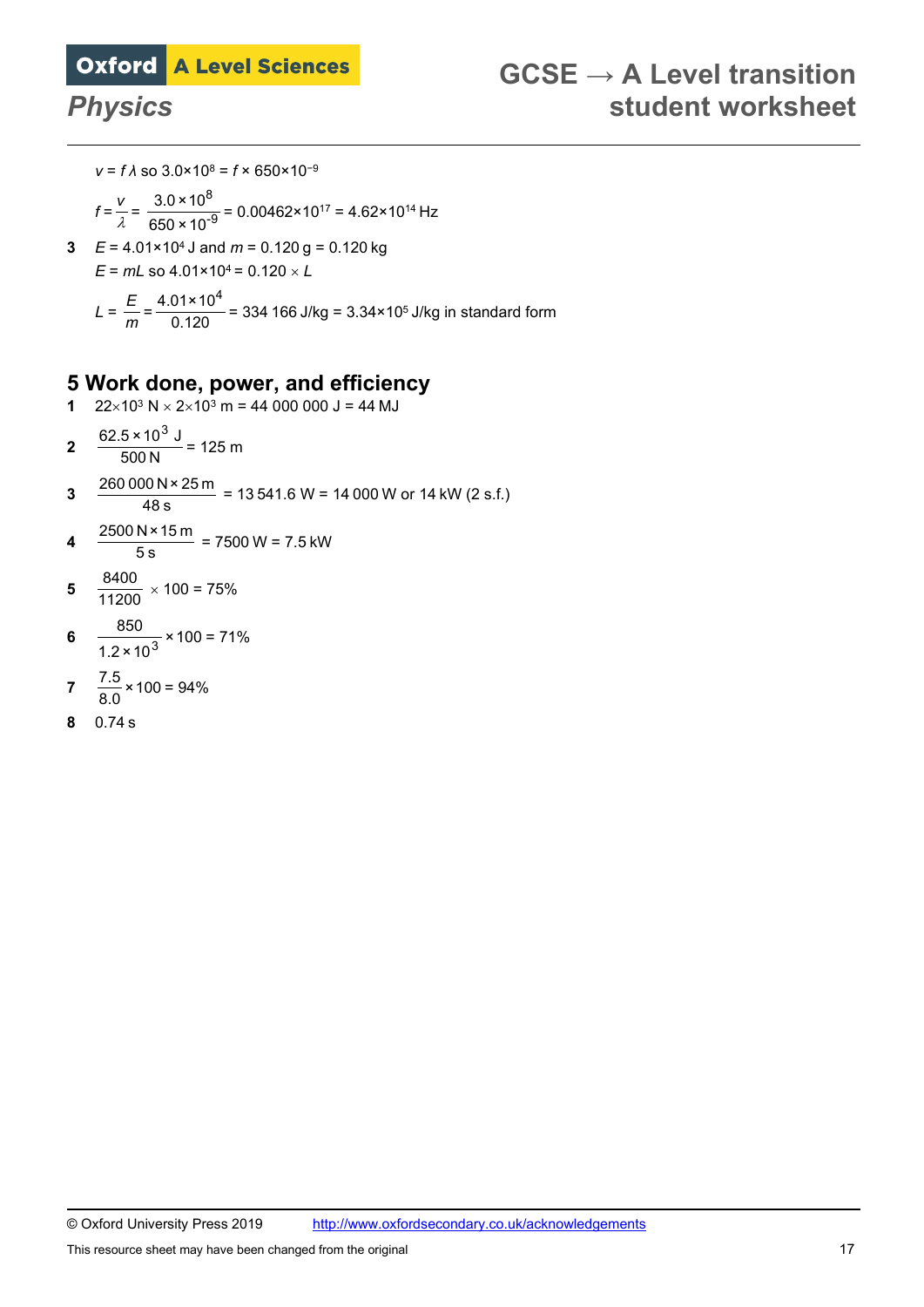$v = f\lambda$ so $3.0\times10^8 = f \times 650\times10^{-9}$

$$f = \frac{v}{\lambda} = \frac{3.0\times10^8}{650\times10^{-9}} = 0.00462\times10^{17} = 4.62\times10^{14}\text{ Hz}$$

**3** $E = 4.01\times10^4$ J and $m = 0.120$ g $= 0.120$ kg

$E = mL$ so $4.01\times10^4 = 0.120 \times L$

$$L = \frac{E}{m} = \frac{4.01\times10^4}{0.120} = 334\,166\text{ J/kg} = 3.34\times10^5\text{ J/kg in standard form}$$

## 5 Work done, power, and efficiency

**1** $22\times10^3\text{ N} \times 2\times10^3\text{ m} = 44\,000\,000\text{ J} = 44\text{ MJ}$

**2** $\dfrac{62.5\times10^3\text{ J}}{500\text{ N}} = 125\text{ m}$

**3** $\dfrac{260\,000\text{ N}\times25\text{ m}}{48\text{ s}} = 13\,541.6\text{ W} = 14\,000\text{ W}$ or 14 kW (2 s.f.)

**4** $\dfrac{2500\text{ N}\times15\text{ m}}{5\text{ s}} = 7500\text{ W} = 7.5\text{ kW}$

**5** $\dfrac{8400}{11200} \times 100 = 75\%$

**6** $\dfrac{850}{1.2\times10^3}\times100 = 71\%$

**7** $\dfrac{7.5}{8.0}\times100 = 94\%$

**8** 0.74 s